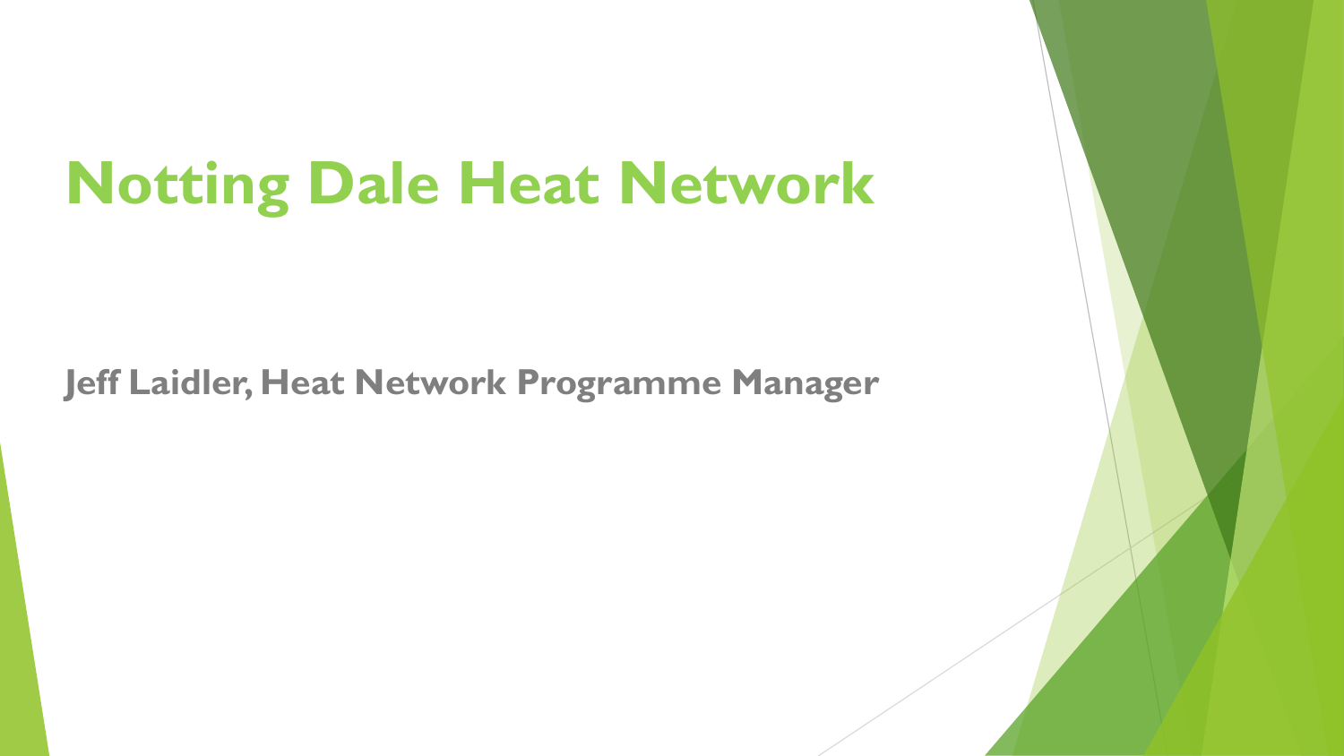# Notting Dale Heat Network

**Jeff Laidler, Heat Network Programme Manager**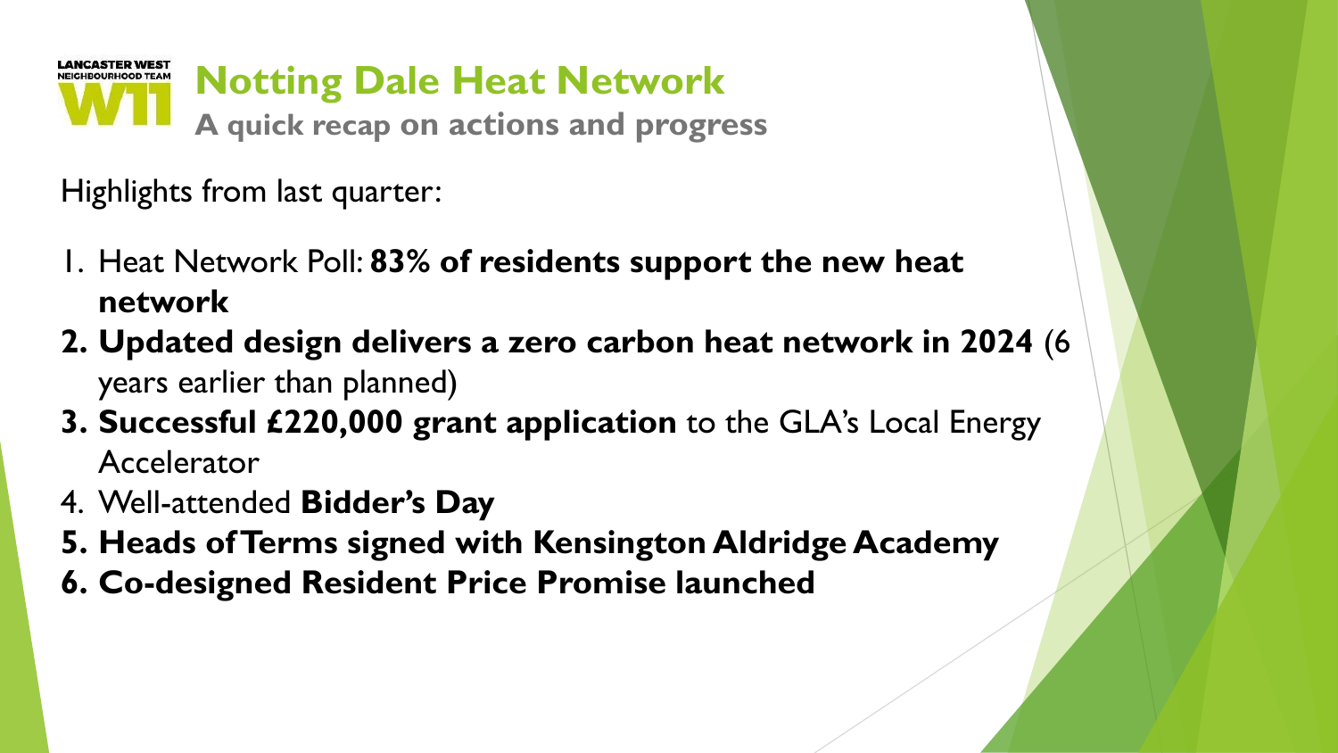LANCASTER WEST NEIGHBOURHOOD TEAM W11

# Notting Dale Heat Network

## A quick recap on actions and progress

Highlights from last quarter:

1. Heat Network Poll: **83% of residents support the new heat network**
2. **Updated design delivers a zero carbon heat network in 2024** (6 years earlier than planned)
3. **Successful £220,000 grant application** to the GLA's Local Energy Accelerator
4. Well-attended **Bidder's Day**
5. **Heads of Terms signed with Kensington Aldridge Academy**
6. **Co-designed Resident Price Promise launched**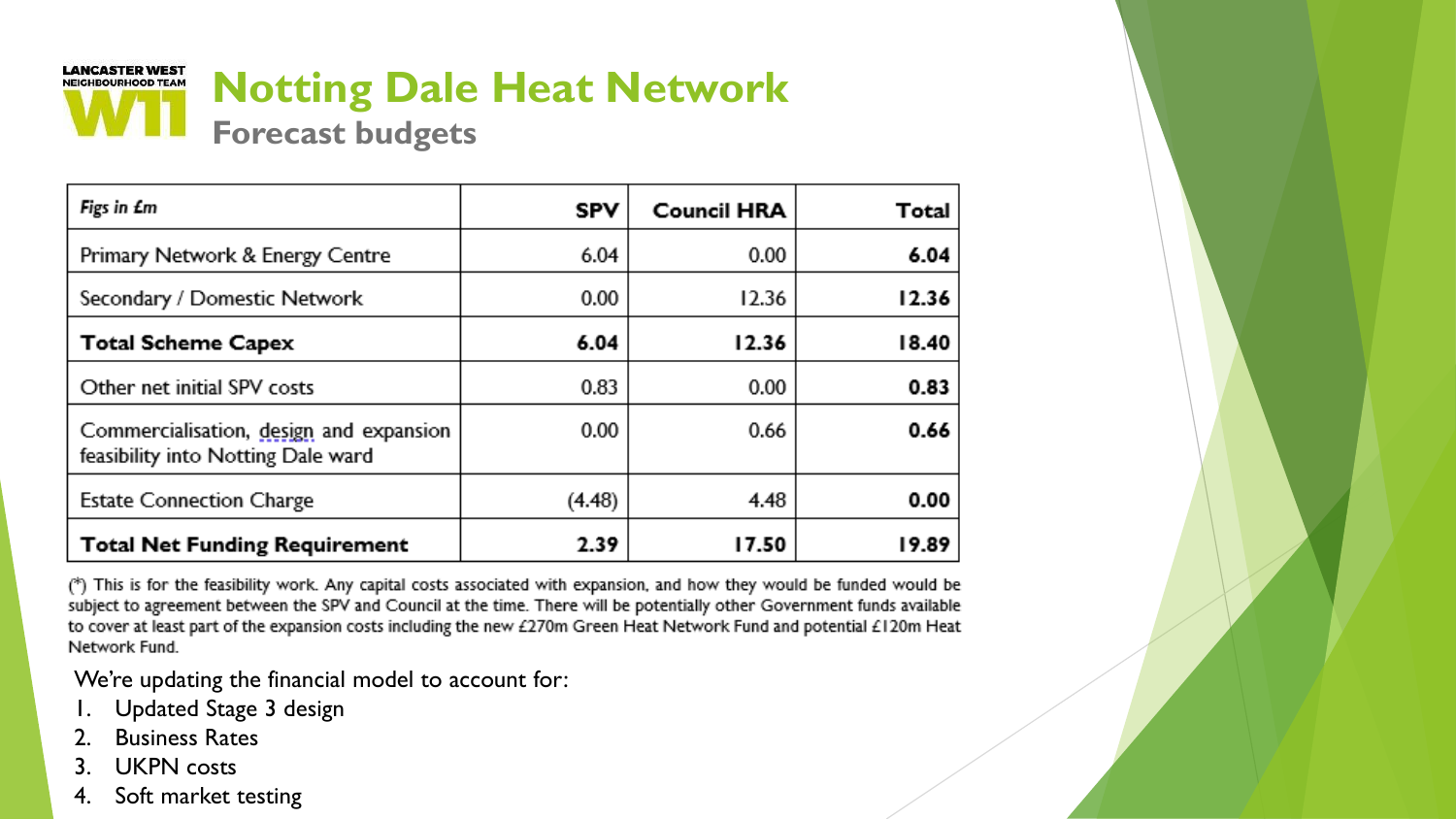LANCASTER WEST NEIGHBOURHOOD TEAM W11

# Notting Dale Heat Network

## Forecast budgets

| *Figs in £m* | SPV | Council HRA | Total |
|---|---|---|---|
| Primary Network & Energy Centre | 6.04 | 0.00 | **6.04** |
| Secondary / Domestic Network | 0.00 | 12.36 | **12.36** |
| **Total Scheme Capex** | **6.04** | **12.36** | **18.40** |
| Other net initial SPV costs | 0.83 | 0.00 | **0.83** |
| Commercialisation, design and expansion feasibility into Notting Dale ward | 0.00 | 0.66 | **0.66** |
| Estate Connection Charge | (4.48) | 4.48 | **0.00** |
| **Total Net Funding Requirement** | **2.39** | **17.50** | **19.89** |

(*) This is for the feasibility work. Any capital costs associated with expansion, and how they would be funded would be subject to agreement between the SPV and Council at the time. There will be potentially other Government funds available to cover at least part of the expansion costs including the new £270m Green Heat Network Fund and potential £120m Heat Network Fund.

We're updating the financial model to account for:

1. Updated Stage 3 design
2. Business Rates
3. UKPN costs
4. Soft market testing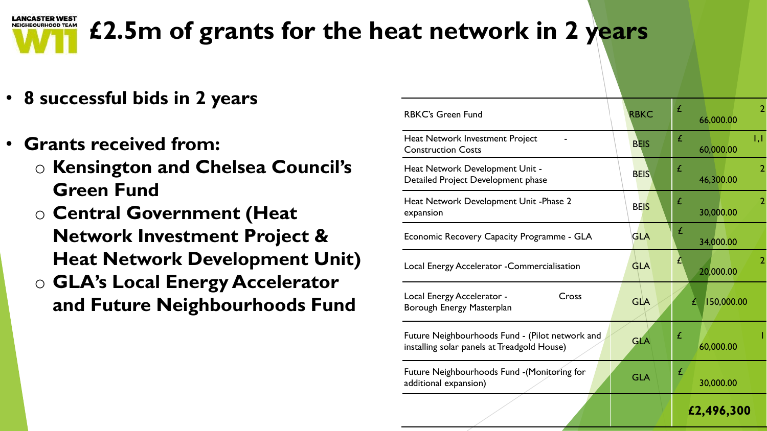# £2.5m of grants for the heat network in 2 years

- **8 successful bids in 2 years**
- **Grants received from:**
  - **Kensington and Chelsea Council's Green Fund**
  - **Central Government (Heat Network Investment Project & Heat Network Development Unit)**
  - **GLA's Local Energy Accelerator and Future Neighbourhoods Fund**

| | | |
|---|---|---|
| RBKC's Green Fund | RBKC | £ 66,000.00 2 |
| Heat Network Investment Project - Construction Costs | BEIS | £ 60,000.00 1,1 |
| Heat Network Development Unit - Detailed Project Development phase | BEIS | £ 46,300.00 2 |
| Heat Network Development Unit -Phase 2 expansion | BEIS | £ 30,000.00 2 |
| Economic Recovery Capacity Programme - GLA | GLA | £ 34,000.00 |
| Local Energy Accelerator -Commercialisation | GLA | £ 20,000.00 2 |
| Local Energy Accelerator - Cross Borough Energy Masterplan | GLA | £ 150,000.00 |
| Future Neighbourhoods Fund - (Pilot network and installing solar panels at Treadgold House) | GLA | £ 60,000.00 1 |
| Future Neighbourhoods Fund -(Monitoring for additional expansion) | GLA | £ 30,000.00 |
| | | **£2,496,300** |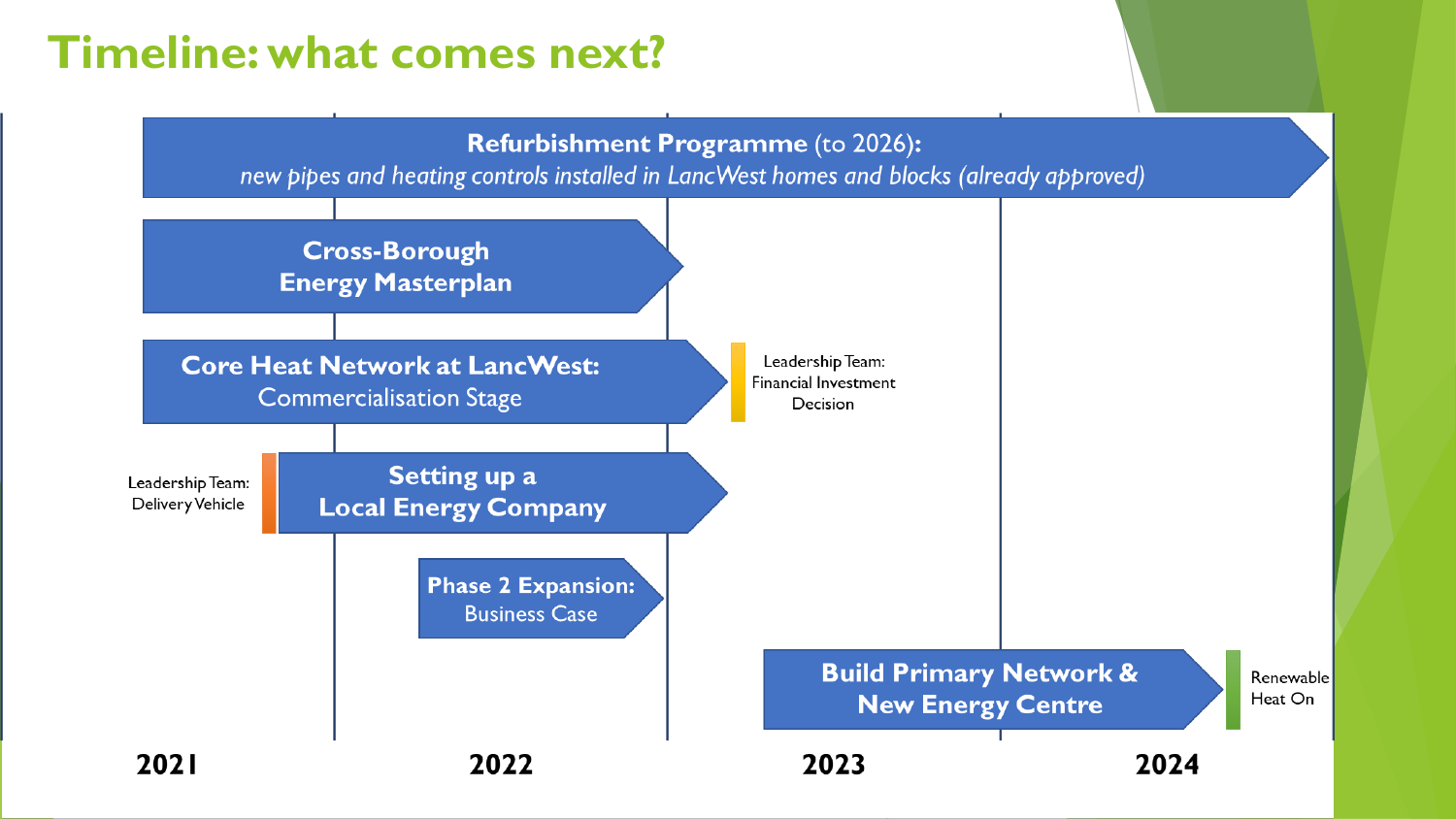# Timeline: what comes next?

**Refurbishment Programme** (to 2026):
*new pipes and heating controls installed in LancWest homes and blocks (already approved)*

**Cross-Borough Energy Masterplan**

**Core Heat Network at LancWest:** Commercialisation Stage

Leadership Team: Financial Investment Decision

Leadership Team: Delivery Vehicle

**Setting up a Local Energy Company**

**Phase 2 Expansion:** Business Case

**Build Primary Network & New Energy Centre**

Renewable Heat On

**2021** **2022** **2023** **2024**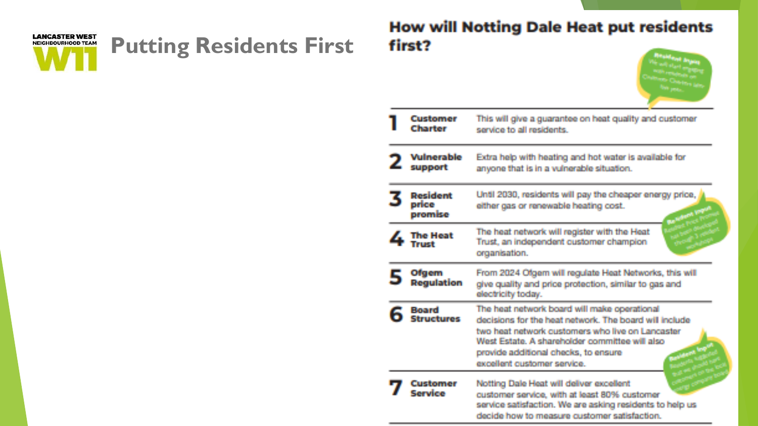LANCASTER WEST NEIGHBOURHOOD TEAM W11

# Putting Residents First

## How will Notting Dale Heat put residents first?

Resident Input: We will start engaging with residents on Customer Charters later this year.

| | | |
|---|---|---|
| 1 | **Customer Charter** | This will give a guarantee on heat quality and customer service to all residents. |
| 2 | **Vulnerable support** | Extra help with heating and hot water is available for anyone that is in a vulnerable situation. |
| 3 | **Resident price promise** | Until 2030, residents will pay the cheaper energy price, either gas or renewable heating cost. |
| 4 | **The Heat Trust** | The heat network will register with the Heat Trust, an independent customer champion organisation. |
| 5 | **Ofgem Regulation** | From 2024 Ofgem will regulate Heat Networks, this will give quality and price protection, similar to gas and electricity today. |
| 6 | **Board Structures** | The heat network board will make operational decisions for the heat network. The board will include two heat network customers who live on Lancaster West Estate. A shareholder committee will also provide additional checks, to ensure excellent customer service. |
| 7 | **Customer Service** | Notting Dale Heat will deliver excellent customer service, with at least 80% customer service satisfaction. We are asking residents to help us decide how to measure customer satisfaction. |

Resident Input: Resident Price Promise has been developed through 3 resident workshops.

Resident Input: Residents suggested that we should have customers on the local energy company board.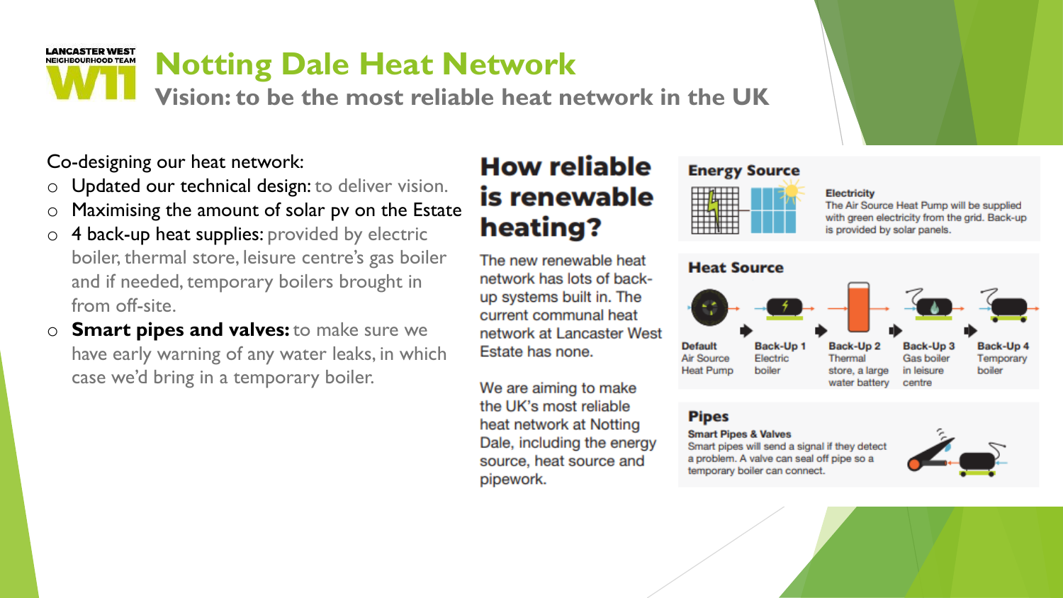LANCASTER WEST NEIGHBOURHOOD TEAM W11

# Notting Dale Heat Network

## Vision: to be the most reliable heat network in the UK

Co-designing our heat network:

- Updated our technical design: to deliver vision.
- Maximising the amount of solar pv on the Estate
- 4 back-up heat supplies: provided by electric boiler, thermal store, leisure centre's gas boiler and if needed, temporary boilers brought in from off-site.
- **Smart pipes and valves:** to make sure we have early warning of any water leaks, in which case we'd bring in a temporary boiler.

## How reliable is renewable heating?

The new renewable heat network has lots of back-up systems built in. The current communal heat network at Lancaster West Estate has none.

We are aiming to make the UK's most reliable heat network at Notting Dale, including the energy source, heat source and pipework.

### Energy Source

**Electricity**

The Air Source Heat Pump will be supplied with green electricity from the grid. Back-up is provided by solar panels.

### Heat Source

| Default | Back-Up 1 | Back-Up 2 | Back-Up 3 | Back-Up 4 |
|---|---|---|---|---|
| Air Source Heat Pump | Electric boiler | Thermal store, a large water battery | Gas boiler in leisure centre | Temporary boiler |

### Pipes

**Smart Pipes & Valves**

Smart pipes will send a signal if they detect a problem. A valve can seal off pipe so a temporary boiler can connect.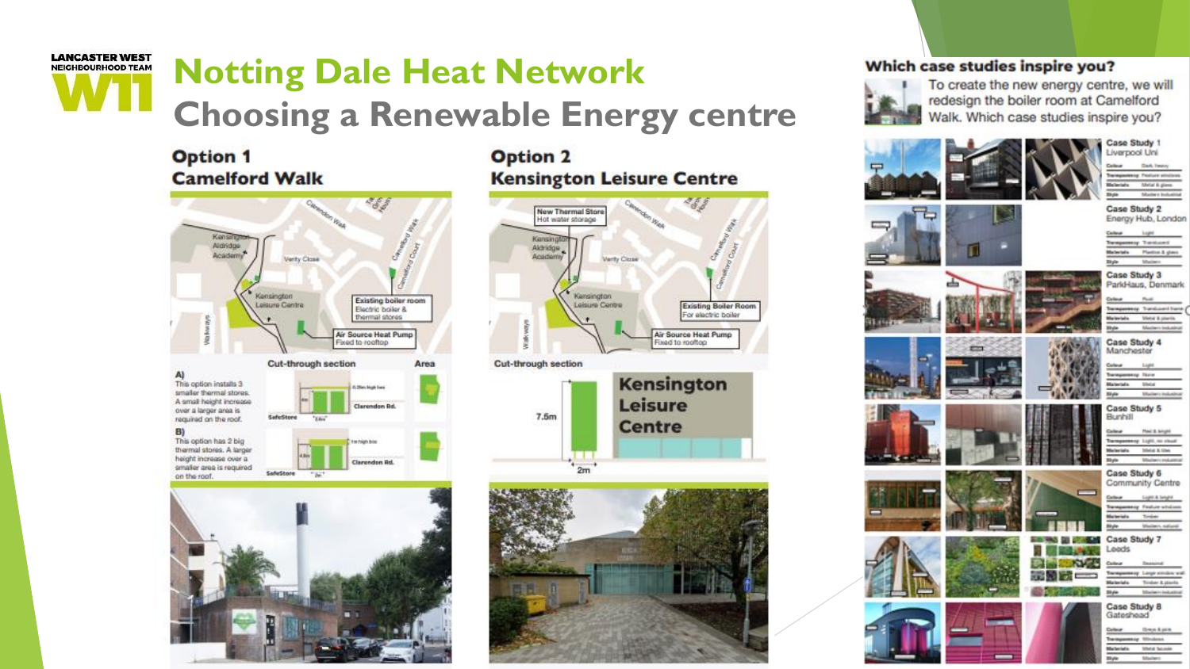LANCASTER WEST NEIGHBOURHOOD TEAM

W11

# Notting Dale Heat Network

## Choosing a Renewable Energy centre

### Option 1
### Camelford Walk

Kensington Aldridge Academy

Verity Close

Clarendon Walk

Camelford Walk

Camelford Court

Kensington Leisure Centre

Existing boiler room
Electric boiler & thermal stores

Air Source Heat Pump
Fixed to rooftop

Walkways

Cut-through section

Area

A)
This option installs 3 smaller thermal stores. A small height increase over a larger area is required on the roof.

B)
This option has 2 big thermal stores. A larger height increase over a smaller area is required on the roof.

SafeStore

Clarendon Rd.

### Option 2
### Kensington Leisure Centre

New Thermal Store
Hot water storage

Kensington Aldridge Academy

Verity Close

Clarendon Walk

Camelford Walk

Camelford Court

Kensington Leisure Centre

Existing Boiler Room
For electric boiler

Air Source Heat Pump
Fixed to rooftop

Walkways

Cut-through section

7.5m

2m

Kensington Leisure Centre

### Which case studies inspire you?

To create the new energy centre, we will redesign the boiler room at Camelford Walk. Which case studies inspire you?

Case Study 1
Liverpool Uni

Case Study 2
Energy Hub, London

Case Study 3
ParkHaus, Denmark

Case Study 4
Manchester

Case Study 5
Bunhill

Case Study 6
Community Centre

Case Study 7
Leeds

Case Study 8
Gateshead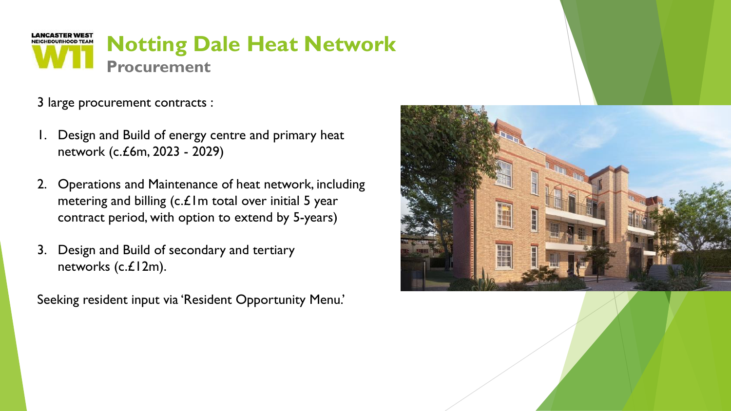LANCASTER WEST NEIGHBOURHOOD TEAM W11

# Notting Dale Heat Network

## Procurement

3 large procurement contracts :

1. Design and Build of energy centre and primary heat network (c.£6m, 2023 - 2029)
2. Operations and Maintenance of heat network, including metering and billing (c.£1m total over initial 5 year contract period, with option to extend by 5-years)
3. Design and Build of secondary and tertiary networks (c.£12m).

Seeking resident input via 'Resident Opportunity Menu.'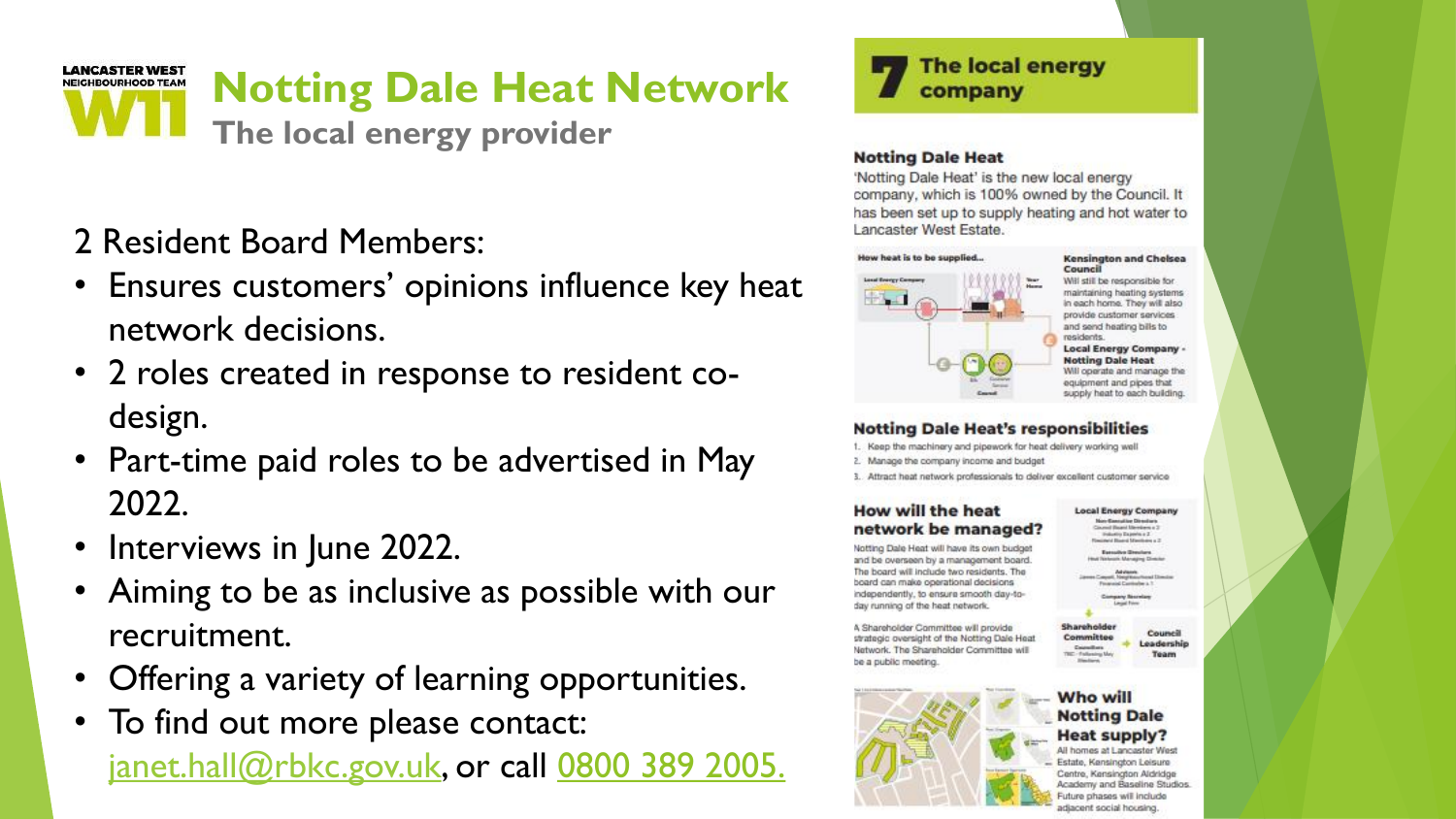LANCASTER WEST NEIGHBOURHOOD TEAM W11

# Notting Dale Heat Network

## The local energy provider

2 Resident Board Members:

- Ensures customers' opinions influence key heat network decisions.
- 2 roles created in response to resident co-design.
- Part-time paid roles to be advertised in May 2022.
- Interviews in June 2022.
- Aiming to be as inclusive as possible with our recruitment.
- Offering a variety of learning opportunities.
- To find out more please contact: janet.hall@rbkc.gov.uk, or call 0800 389 2005.

## 7 The local energy company

### Notting Dale Heat

'Notting Dale Heat' is the new local energy company, which is 100% owned by the Council. It has been set up to supply heating and hot water to Lancaster West Estate.

How heat is to be supplied...

Local Energy Company

Your Home

Council

Customer Service

Bills

**Kensington and Chelsea Council**
Will still be responsible for maintaining heating systems in each home. They will also provide customer services and send heating bills to residents.

**Local Energy Company - Notting Dale Heat**
Will operate and manage the equipment and pipes that supply heat to each building.

### Notting Dale Heat's responsibilities

1. Keep the machinery and pipework for heat delivery working well
2. Manage the company income and budget
3. Attract heat network professionals to deliver excellent customer service

### How will the heat network be managed?

Notting Dale Heat will have its own budget and be overseen by a management board. The board will include two residents. The board can make operational decisions independently, to ensure smooth day-to-day running of the heat network.

A Shareholder Committee will provide strategic oversight of the Notting Dale Heat Network. The Shareholder Committee will be a public meeting.

**Local Energy Company**

Non-Executive Directors
Council Board Members x 2
Industry Experts x 2
Resident Board Members x 2

Executive Directors
Heat Network Managing Director

Advisors
James Caspell, Neighbourhood Director
Financial Controller x 1

Company Secretary
Legal Firm

**Shareholder Committee**
Councillors
TBC - Following May Elections

**Council Leadership Team**

### Who will Notting Dale Heat supply?

All homes at Lancaster West Estate, Kensington Leisure Centre, Kensington Aldridge Academy and Baseline Studios. Future phases will include adjacent social housing.